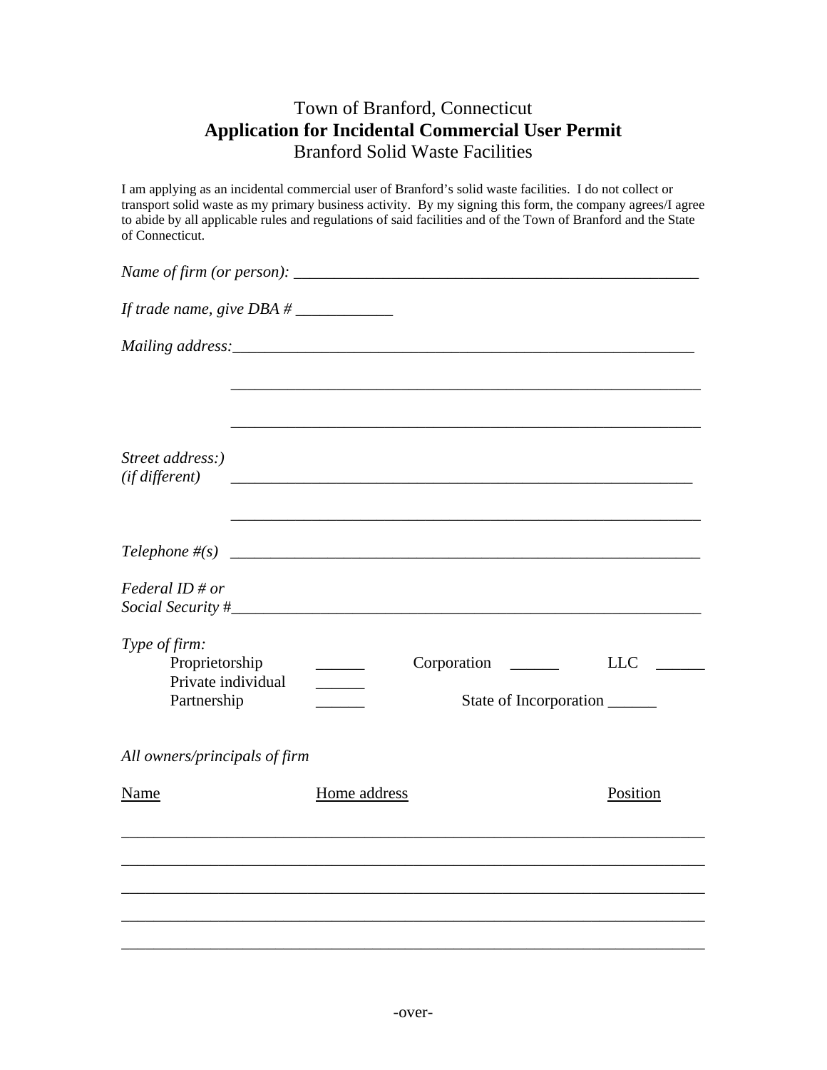# Town of Branford, Connecticut
## Application for Incidental Commercial User Permit
### Branford Solid Waste Facilities

I am applying as an incidental commercial user of Branford's solid waste facilities. I do not collect or transport solid waste as my primary business activity. By my signing this form, the company agrees/I agree to abide by all applicable rules and regulations of said facilities and of the Town of Branford and the State of Connecticut.

*Name of firm (or person):* ____________________________________________________

*If trade name, give DBA #* ____________

*Mailing address:*____________________________________________________________

____________________________________________________________

____________________________________________________________

*Street address:)*
*(if different)* ____________________________________________________________

____________________________________________________________

*Telephone #(s)* ____________________________________________________________

*Federal ID # or*
*Social Security #*____________________________________________________________

*Type of firm:*

Proprietorship ______ Corporation ______ LLC ______

Private individual ______

Partnership ______ State of Incorporation ______

*All owners/principals of firm*

| Name | Home address | Position |
|---|---|---|
| | | |
| | | |
| | | |
| | | |
| | | |

-over-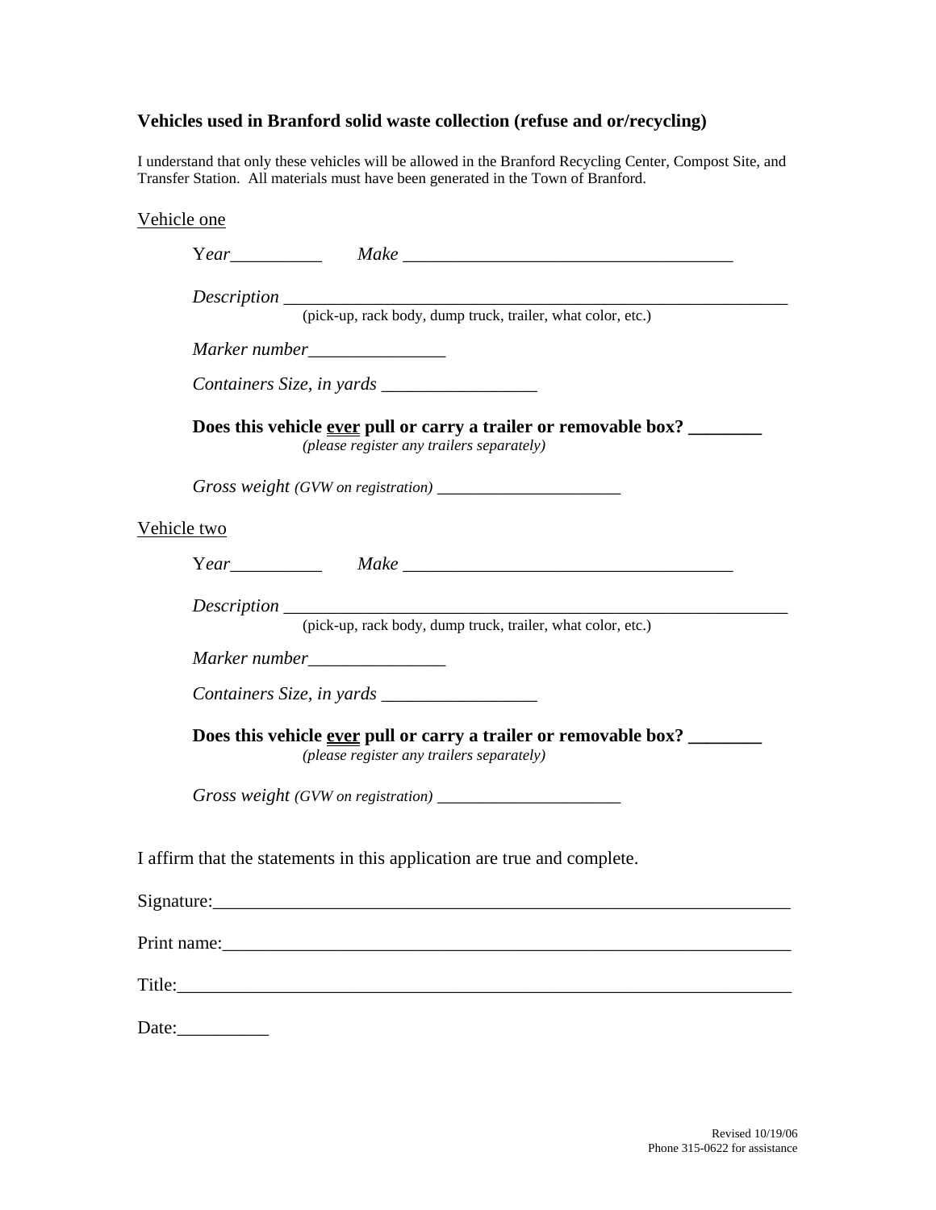**Vehicles used in Branford solid waste collection (refuse and or/recycling)**

I understand that only these vehicles will be allowed in the Branford Recycling Center, Compost Site, and Transfer Station. All materials must have been generated in the Town of Branford.

Vehicle one

*Year*__________ *Make* ____________________________________

*Description* ________________________________________________________
(pick-up, rack body, dump truck, trailer, what color, etc.)

*Marker number*_______________

*Containers Size, in yards* _________________

**Does this vehicle ever pull or carry a trailer or removable box? ________**
*(please register any trailers separately)*

*Gross weight (GVW on registration)* _____________________

Vehicle two

*Year*__________ *Make* ____________________________________

*Description* ________________________________________________________
(pick-up, rack body, dump truck, trailer, what color, etc.)

*Marker number*_______________

*Containers Size, in yards* _________________

**Does this vehicle ever pull or carry a trailer or removable box? ________**
*(please register any trailers separately)*

*Gross weight (GVW on registration)* _____________________

I affirm that the statements in this application are true and complete.

Signature:_____________________________________________________________

Print name:____________________________________________________________

Title:_________________________________________________________________

Date:__________

Revised 10/19/06
Phone 315-0622 for assistance